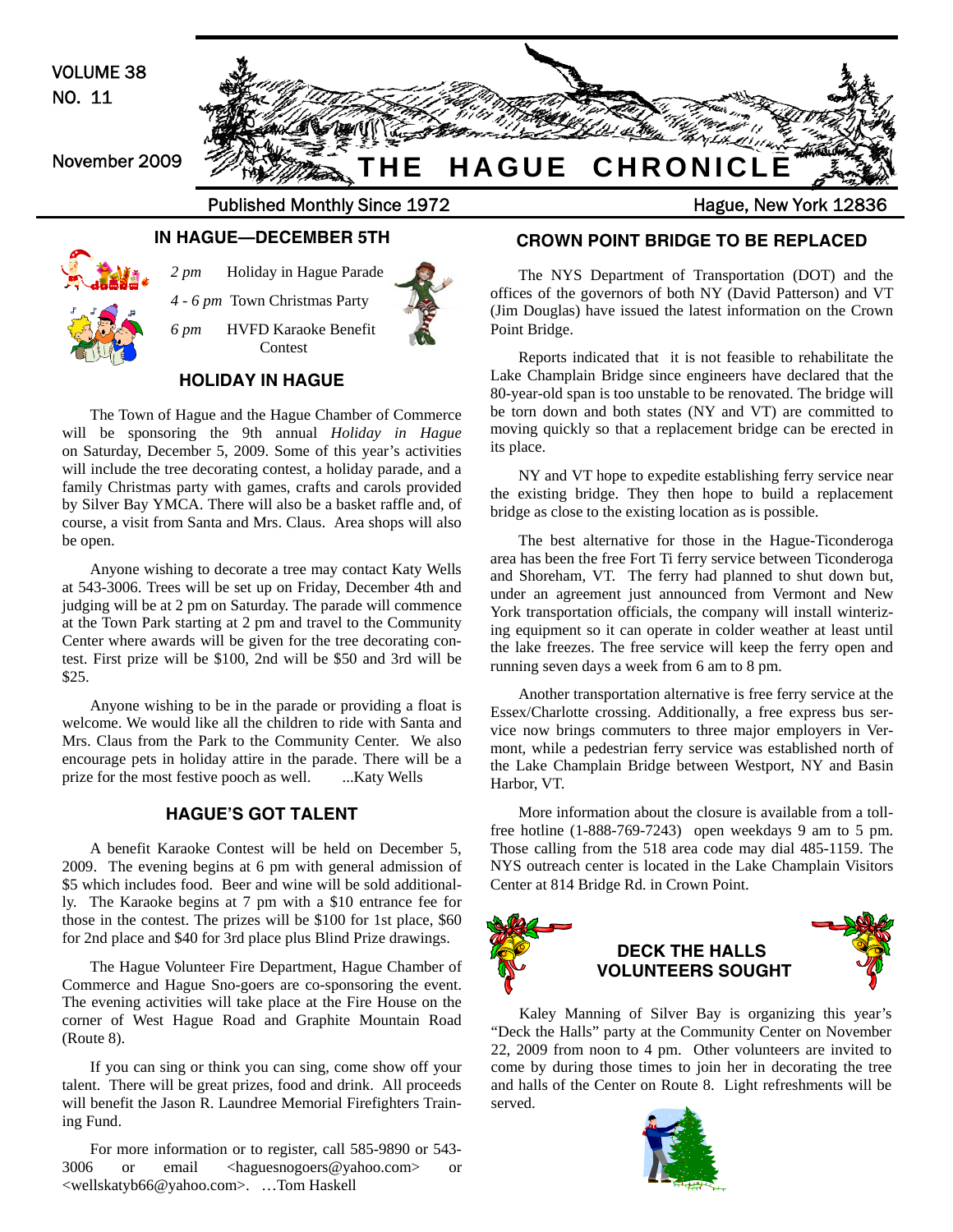VOLUME 38
NO. 11

November 2009

# THE HAGUE CHRONICLE

Published Monthly Since 1972

Hague, New York 12836

## IN HAGUE—DECEMBER 5TH

*2 pm* Holiday in Hague Parade

*4 - 6 pm* Town Christmas Party

*6 pm* HVFD Karaoke Benefit Contest

## HOLIDAY IN HAGUE

The Town of Hague and the Hague Chamber of Commerce will be sponsoring the 9th annual *Holiday in Hague* on Saturday, December 5, 2009. Some of this year's activities will include the tree decorating contest, a holiday parade, and a family Christmas party with games, crafts and carols provided by Silver Bay YMCA. There will also be a basket raffle and, of course, a visit from Santa and Mrs. Claus. Area shops will also be open.

Anyone wishing to decorate a tree may contact Katy Wells at 543-3006. Trees will be set up on Friday, December 4th and judging will be at 2 pm on Saturday. The parade will commence at the Town Park starting at 2 pm and travel to the Community Center where awards will be given for the tree decorating contest. First prize will be $100, 2nd will be $50 and 3rd will be $25.

Anyone wishing to be in the parade or providing a float is welcome. We would like all the children to ride with Santa and Mrs. Claus from the Park to the Community Center. We also encourage pets in holiday attire in the parade. There will be a prize for the most festive pooch as well. ...Katy Wells

## HAGUE'S GOT TALENT

A benefit Karaoke Contest will be held on December 5, 2009. The evening begins at 6 pm with general admission of $5 which includes food. Beer and wine will be sold additionally. The Karaoke begins at 7 pm with a $10 entrance fee for those in the contest. The prizes will be $100 for 1st place, $60 for 2nd place and $40 for 3rd place plus Blind Prize drawings.

The Hague Volunteer Fire Department, Hague Chamber of Commerce and Hague Sno-goers are co-sponsoring the event. The evening activities will take place at the Fire House on the corner of West Hague Road and Graphite Mountain Road (Route 8).

If you can sing or think you can sing, come show off your talent. There will be great prizes, food and drink. All proceeds will benefit the Jason R. Laundree Memorial Firefighters Training Fund.

For more information or to register, call 585-9890 or 543-3006 or email <haguesnogoers@yahoo.com> or <wellskatyb66@yahoo.com>. …Tom Haskell

## CROWN POINT BRIDGE TO BE REPLACED

The NYS Department of Transportation (DOT) and the offices of the governors of both NY (David Patterson) and VT (Jim Douglas) have issued the latest information on the Crown Point Bridge.

Reports indicated that it is not feasible to rehabilitate the Lake Champlain Bridge since engineers have declared that the 80-year-old span is too unstable to be renovated. The bridge will be torn down and both states (NY and VT) are committed to moving quickly so that a replacement bridge can be erected in its place.

NY and VT hope to expedite establishing ferry service near the existing bridge. They then hope to build a replacement bridge as close to the existing location as is possible.

The best alternative for those in the Hague-Ticonderoga area has been the free Fort Ti ferry service between Ticonderoga and Shoreham, VT. The ferry had planned to shut down but, under an agreement just announced from Vermont and New York transportation officials, the company will install winterizing equipment so it can operate in colder weather at least until the lake freezes. The free service will keep the ferry open and running seven days a week from 6 am to 8 pm.

Another transportation alternative is free ferry service at the Essex/Charlotte crossing. Additionally, a free express bus service now brings commuters to three major employers in Vermont, while a pedestrian ferry service was established north of the Lake Champlain Bridge between Westport, NY and Basin Harbor, VT.

More information about the closure is available from a toll-free hotline (1-888-769-7243) open weekdays 9 am to 5 pm. Those calling from the 518 area code may dial 485-1159. The NYS outreach center is located in the Lake Champlain Visitors Center at 814 Bridge Rd. in Crown Point.

## DECK THE HALLS VOLUNTEERS SOUGHT

Kaley Manning of Silver Bay is organizing this year's "Deck the Halls" party at the Community Center on November 22, 2009 from noon to 4 pm. Other volunteers are invited to come by during those times to join her in decorating the tree and halls of the Center on Route 8. Light refreshments will be served.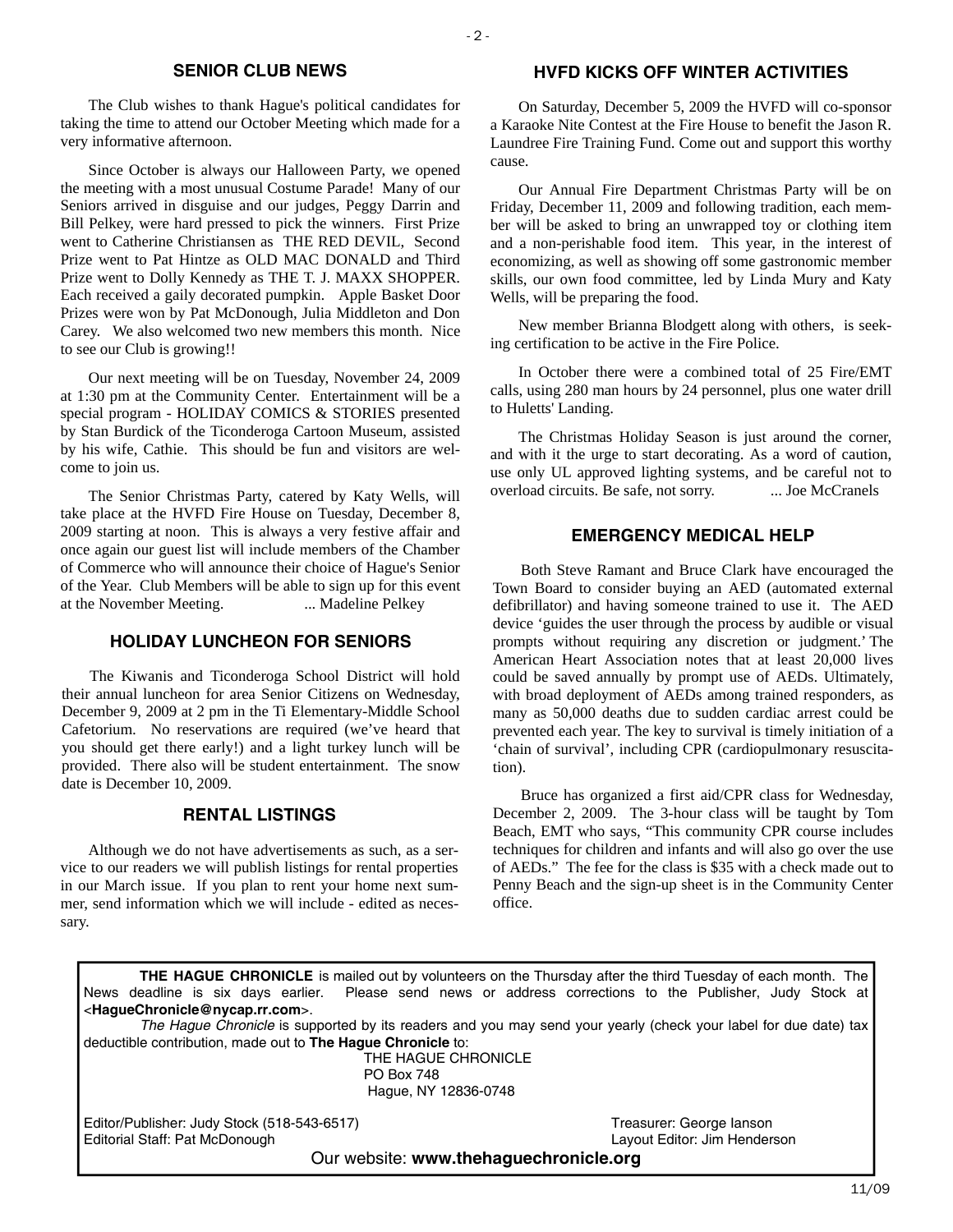## SENIOR CLUB NEWS

The Club wishes to thank Hague's political candidates for taking the time to attend our October Meeting which made for a very informative afternoon.

Since October is always our Halloween Party, we opened the meeting with a most unusual Costume Parade! Many of our Seniors arrived in disguise and our judges, Peggy Darrin and Bill Pelkey, were hard pressed to pick the winners. First Prize went to Catherine Christiansen as THE RED DEVIL, Second Prize went to Pat Hintze as OLD MAC DONALD and Third Prize went to Dolly Kennedy as THE T. J. MAXX SHOPPER. Each received a gaily decorated pumpkin. Apple Basket Door Prizes were won by Pat McDonough, Julia Middleton and Don Carey. We also welcomed two new members this month. Nice to see our Club is growing!!

Our next meeting will be on Tuesday, November 24, 2009 at 1:30 pm at the Community Center. Entertainment will be a special program - HOLIDAY COMICS & STORIES presented by Stan Burdick of the Ticonderoga Cartoon Museum, assisted by his wife, Cathie. This should be fun and visitors are welcome to join us.

The Senior Christmas Party, catered by Katy Wells, will take place at the HVFD Fire House on Tuesday, December 8, 2009 starting at noon. This is always a very festive affair and once again our guest list will include members of the Chamber of Commerce who will announce their choice of Hague's Senior of the Year. Club Members will be able to sign up for this event at the November Meeting. ... Madeline Pelkey

## HOLIDAY LUNCHEON FOR SENIORS

The Kiwanis and Ticonderoga School District will hold their annual luncheon for area Senior Citizens on Wednesday, December 9, 2009 at 2 pm in the Ti Elementary-Middle School Cafetorium. No reservations are required (we've heard that you should get there early!) and a light turkey lunch will be provided. There also will be student entertainment. The snow date is December 10, 2009.

## RENTAL LISTINGS

Although we do not have advertisements as such, as a service to our readers we will publish listings for rental properties in our March issue. If you plan to rent your home next summer, send information which we will include - edited as necessary.

## HVFD KICKS OFF WINTER ACTIVITIES

On Saturday, December 5, 2009 the HVFD will co-sponsor a Karaoke Nite Contest at the Fire House to benefit the Jason R. Laundree Fire Training Fund. Come out and support this worthy cause.

Our Annual Fire Department Christmas Party will be on Friday, December 11, 2009 and following tradition, each member will be asked to bring an unwrapped toy or clothing item and a non-perishable food item. This year, in the interest of economizing, as well as showing off some gastronomic member skills, our own food committee, led by Linda Mury and Katy Wells, will be preparing the food.

New member Brianna Blodgett along with others, is seeking certification to be active in the Fire Police.

In October there were a combined total of 25 Fire/EMT calls, using 280 man hours by 24 personnel, plus one water drill to Huletts' Landing.

The Christmas Holiday Season is just around the corner, and with it the urge to start decorating. As a word of caution, use only UL approved lighting systems, and be careful not to overload circuits. Be safe, not sorry. ... Joe McCranels

## EMERGENCY MEDICAL HELP

Both Steve Ramant and Bruce Clark have encouraged the Town Board to consider buying an AED (automated external defibrillator) and having someone trained to use it. The AED device 'guides the user through the process by audible or visual prompts without requiring any discretion or judgment.' The American Heart Association notes that at least 20,000 lives could be saved annually by prompt use of AEDs. Ultimately, with broad deployment of AEDs among trained responders, as many as 50,000 deaths due to sudden cardiac arrest could be prevented each year. The key to survival is timely initiation of a 'chain of survival', including CPR (cardiopulmonary resuscitation).

Bruce has organized a first aid/CPR class for Wednesday, December 2, 2009. The 3-hour class will be taught by Tom Beach, EMT who says, "This community CPR course includes techniques for children and infants and will also go over the use of AEDs." The fee for the class is $35 with a check made out to Penny Beach and the sign-up sheet is in the Community Center office.

---

**THE HAGUE CHRONICLE** is mailed out by volunteers on the Thursday after the third Tuesday of each month. The News deadline is six days earlier. Please send news or address corrections to the Publisher, Judy Stock at <**HagueChronicle@nycap.rr.com**>.

*The Hague Chronicle* is supported by its readers and you may send your yearly (check your label for due date) tax deductible contribution, made out to **The Hague Chronicle** to:

THE HAGUE CHRONICLE
PO Box 748
Hague, NY 12836-0748

Editor/Publisher: Judy Stock (518-543-6517)
Editorial Staff: Pat McDonough
Treasurer: George Ianson
Layout Editor: Jim Henderson

Our website: **www.thehaguechronicle.org**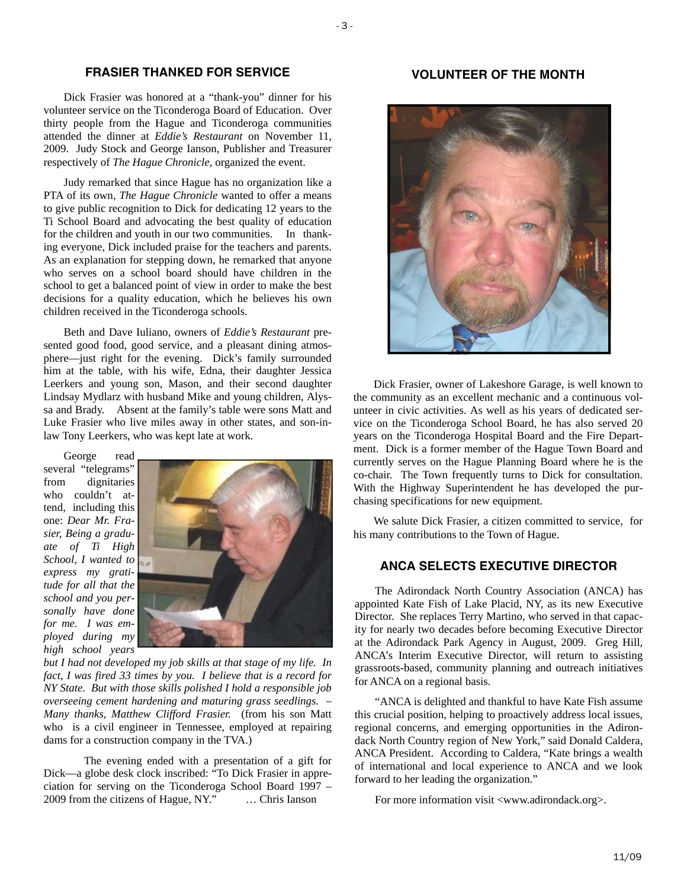## FRASIER THANKED FOR SERVICE

Dick Frasier was honored at a "thank-you" dinner for his volunteer service on the Ticonderoga Board of Education. Over thirty people from the Hague and Ticonderoga communities attended the dinner at *Eddie's Restaurant* on November 11, 2009. Judy Stock and George Ianson, Publisher and Treasurer respectively of *The Hague Chronicle*, organized the event.

Judy remarked that since Hague has no organization like a PTA of its own, *The Hague Chronicle* wanted to offer a means to give public recognition to Dick for dedicating 12 years to the Ti School Board and advocating the best quality of education for the children and youth in our two communities. In thanking everyone, Dick included praise for the teachers and parents. As an explanation for stepping down, he remarked that anyone who serves on a school board should have children in the school to get a balanced point of view in order to make the best decisions for a quality education, which he believes his own children received in the Ticonderoga schools.

Beth and Dave Iuliano, owners of *Eddie's Restaurant* presented good food, good service, and a pleasant dining atmosphere—just right for the evening. Dick's family surrounded him at the table, with his wife, Edna, their daughter Jessica Leerkers and young son, Mason, and their second daughter Lindsay Mydlarz with husband Mike and young children, Alyssa and Brady. Absent at the family's table were sons Matt and Luke Frasier who live miles away in other states, and son-in-law Tony Leerkers, who was kept late at work.

George read several "telegrams" from dignitaries who couldn't attend, including this one: *Dear Mr. Frasier, Being a graduate of Ti High School, I wanted to express my gratitude for all that the school and you personally have done for me. I was employed during my high school years but I had not developed my job skills at that stage of my life. In fact, I was fired 33 times by you. I believe that is a record for NY State. But with those skills polished I hold a responsible job overseeing cement hardening and maturing grass seedlings. – Many thanks, Matthew Clifford Frasier.* (from his son Matt who is a civil engineer in Tennessee, employed at repairing dams for a construction company in the TVA.)

The evening ended with a presentation of a gift for Dick—a globe desk clock inscribed: "To Dick Frasier in appreciation for serving on the Ticonderoga School Board 1997 – 2009 from the citizens of Hague, NY." … Chris Ianson

## VOLUNTEER OF THE MONTH

Dick Frasier, owner of Lakeshore Garage, is well known to the community as an excellent mechanic and a continuous volunteer in civic activities. As well as his years of dedicated service on the Ticonderoga School Board, he has also served 20 years on the Ticonderoga Hospital Board and the Fire Department. Dick is a former member of the Hague Town Board and currently serves on the Hague Planning Board where he is the co-chair. The Town frequently turns to Dick for consultation. With the Highway Superintendent he has developed the purchasing specifications for new equipment.

We salute Dick Frasier, a citizen committed to service, for his many contributions to the Town of Hague.

## ANCA SELECTS EXECUTIVE DIRECTOR

The Adirondack North Country Association (ANCA) has appointed Kate Fish of Lake Placid, NY, as its new Executive Director. She replaces Terry Martino, who served in that capacity for nearly two decades before becoming Executive Director at the Adirondack Park Agency in August, 2009. Greg Hill, ANCA's Interim Executive Director, will return to assisting grassroots-based, community planning and outreach initiatives for ANCA on a regional basis.

"ANCA is delighted and thankful to have Kate Fish assume this crucial position, helping to proactively address local issues, regional concerns, and emerging opportunities in the Adirondack North Country region of New York," said Donald Caldera, ANCA President. According to Caldera, "Kate brings a wealth of international and local experience to ANCA and we look forward to her leading the organization."

For more information visit <www.adirondack.org>.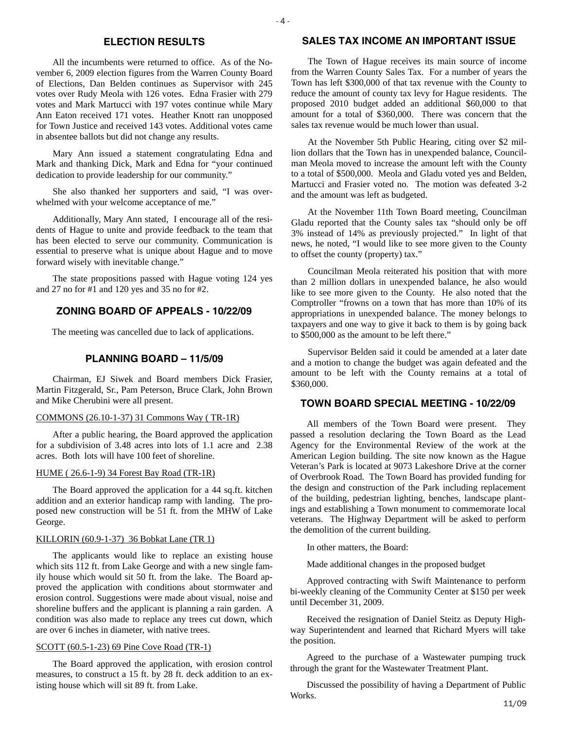## ELECTION RESULTS

All the incumbents were returned to office. As of the November 6, 2009 election figures from the Warren County Board of Elections, Dan Belden continues as Supervisor with 245 votes over Rudy Meola with 126 votes. Edna Frasier with 279 votes and Mark Martucci with 197 votes continue while Mary Ann Eaton received 171 votes. Heather Knott ran unopposed for Town Justice and received 143 votes. Additional votes came in absentee ballots but did not change any results.

Mary Ann issued a statement congratulating Edna and Mark and thanking Dick, Mark and Edna for "your continued dedication to provide leadership for our community."

She also thanked her supporters and said, "I was overwhelmed with your welcome acceptance of me."

Additionally, Mary Ann stated, I encourage all of the residents of Hague to unite and provide feedback to the team that has been elected to serve our community. Communication is essential to preserve what is unique about Hague and to move forward wisely with inevitable change."

The state propositions passed with Hague voting 124 yes and 27 no for #1 and 120 yes and 35 no for #2.

## ZONING BOARD OF APPEALS - 10/22/09

The meeting was cancelled due to lack of applications.

## PLANNING BOARD – 11/5/09

Chairman, EJ Siwek and Board members Dick Frasier, Martin Fitzgerald, Sr., Pam Peterson, Bruce Clark, John Brown and Mike Cherubini were all present.

COMMONS (26.10-1-37) 31 Commons Way ( TR-1R)

After a public hearing, the Board approved the application for a subdivision of 3.48 acres into lots of 1.1 acre and 2.38 acres. Both lots will have 100 feet of shoreline.

HUME ( 26.6-1-9) 34 Forest Bay Road (TR-1R)

The Board approved the application for a 44 sq.ft. kitchen addition and an exterior handicap ramp with landing. The proposed new construction will be 51 ft. from the MHW of Lake George.

KILLORIN (60.9-1-37) 36 Bobkat Lane (TR 1)

The applicants would like to replace an existing house which sits 112 ft. from Lake George and with a new single family house which would sit 50 ft. from the lake. The Board approved the application with conditions about stormwater and erosion control. Suggestions were made about visual, noise and shoreline buffers and the applicant is planning a rain garden. A condition was also made to replace any trees cut down, which are over 6 inches in diameter, with native trees.

SCOTT (60.5-1-23) 69 Pine Cove Road (TR-1)

The Board approved the application, with erosion control measures, to construct a 15 ft. by 28 ft. deck addition to an existing house which will sit 89 ft. from Lake.

## SALES TAX INCOME AN IMPORTANT ISSUE

The Town of Hague receives its main source of income from the Warren County Sales Tax. For a number of years the Town has left $300,000 of that tax revenue with the County to reduce the amount of county tax levy for Hague residents. The proposed 2010 budget added an additional $60,000 to that amount for a total of $360,000. There was concern that the sales tax revenue would be much lower than usual.

At the November 5th Public Hearing, citing over $2 million dollars that the Town has in unexpended balance, Councilman Meola moved to increase the amount left with the County to a total of $500,000. Meola and Gladu voted yes and Belden, Martucci and Frasier voted no. The motion was defeated 3-2 and the amount was left as budgeted.

At the November 11th Town Board meeting, Councilman Gladu reported that the County sales tax "should only be off 3% instead of 14% as previously projected." In light of that news, he noted, "I would like to see more given to the County to offset the county (property) tax."

Councilman Meola reiterated his position that with more than 2 million dollars in unexpended balance, he also would like to see more given to the County. He also noted that the Comptroller "frowns on a town that has more than 10% of its appropriations in unexpended balance. The money belongs to taxpayers and one way to give it back to them is by going back to $500,000 as the amount to be left there."

Supervisor Belden said it could be amended at a later date and a motion to change the budget was again defeated and the amount to be left with the County remains at a total of $360,000.

## TOWN BOARD SPECIAL MEETING - 10/22/09

All members of the Town Board were present. They passed a resolution declaring the Town Board as the Lead Agency for the Environmental Review of the work at the American Legion building. The site now known as the Hague Veteran's Park is located at 9073 Lakeshore Drive at the corner of Overbrook Road. The Town Board has provided funding for the design and construction of the Park including replacement of the building, pedestrian lighting, benches, landscape plantings and establishing a Town monument to commemorate local veterans. The Highway Department will be asked to perform the demolition of the current building.

In other matters, the Board:

Made additional changes in the proposed budget

Approved contracting with Swift Maintenance to perform bi-weekly cleaning of the Community Center at $150 per week until December 31, 2009.

Received the resignation of Daniel Steitz as Deputy Highway Superintendent and learned that Richard Myers will take the position.

Agreed to the purchase of a Wastewater pumping truck through the grant for the Wastewater Treatment Plant.

Discussed the possibility of having a Department of Public Works.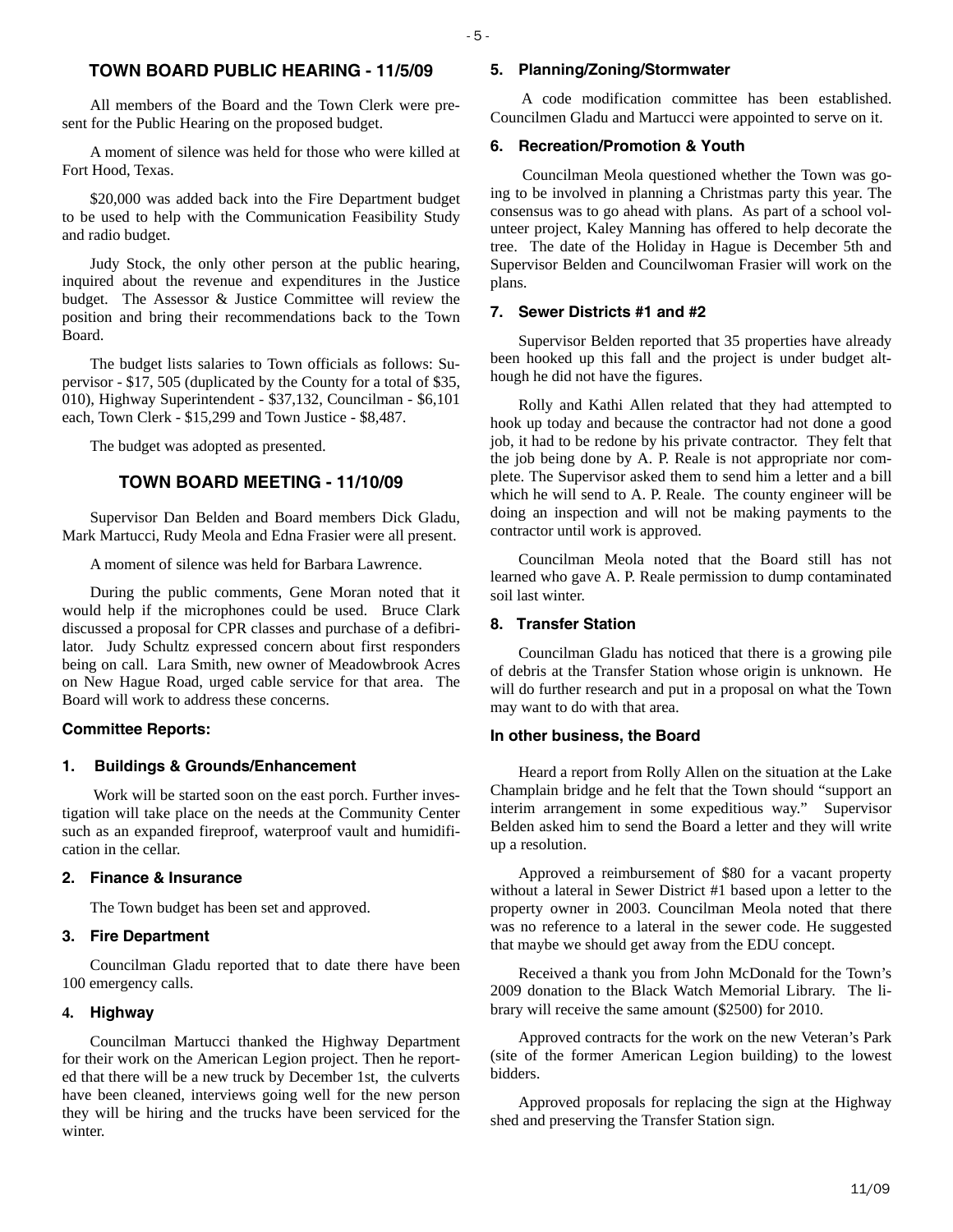## TOWN BOARD PUBLIC HEARING - 11/5/09

All members of the Board and the Town Clerk were present for the Public Hearing on the proposed budget.

A moment of silence was held for those who were killed at Fort Hood, Texas.

$20,000 was added back into the Fire Department budget to be used to help with the Communication Feasibility Study and radio budget.

Judy Stock, the only other person at the public hearing, inquired about the revenue and expenditures in the Justice budget. The Assessor & Justice Committee will review the position and bring their recommendations back to the Town Board.

The budget lists salaries to Town officials as follows: Supervisor - $17, 505 (duplicated by the County for a total of $35, 010), Highway Superintendent - $37,132, Councilman - $6,101 each, Town Clerk - $15,299 and Town Justice - $8,487.

The budget was adopted as presented.

## TOWN BOARD MEETING - 11/10/09

Supervisor Dan Belden and Board members Dick Gladu, Mark Martucci, Rudy Meola and Edna Frasier were all present.

A moment of silence was held for Barbara Lawrence.

During the public comments, Gene Moran noted that it would help if the microphones could be used. Bruce Clark discussed a proposal for CPR classes and purchase of a defibrilator. Judy Schultz expressed concern about first responders being on call. Lara Smith, new owner of Meadowbrook Acres on New Hague Road, urged cable service for that area. The Board will work to address these concerns.

### Committee Reports:

#### 1. Buildings & Grounds/Enhancement

Work will be started soon on the east porch. Further investigation will take place on the needs at the Community Center such as an expanded fireproof, waterproof vault and humidification in the cellar.

#### 2. Finance & Insurance

The Town budget has been set and approved.

#### 3. Fire Department

Councilman Gladu reported that to date there have been 100 emergency calls.

#### 4. Highway

Councilman Martucci thanked the Highway Department for their work on the American Legion project. Then he reported that there will be a new truck by December 1st, the culverts have been cleaned, interviews going well for the new person they will be hiring and the trucks have been serviced for the winter.

#### 5. Planning/Zoning/Stormwater

A code modification committee has been established. Councilmen Gladu and Martucci were appointed to serve on it.

#### 6. Recreation/Promotion & Youth

Councilman Meola questioned whether the Town was going to be involved in planning a Christmas party this year. The consensus was to go ahead with plans. As part of a school volunteer project, Kaley Manning has offered to help decorate the tree. The date of the Holiday in Hague is December 5th and Supervisor Belden and Councilwoman Frasier will work on the plans.

#### 7. Sewer Districts #1 and #2

Supervisor Belden reported that 35 properties have already been hooked up this fall and the project is under budget although he did not have the figures.

Rolly and Kathi Allen related that they had attempted to hook up today and because the contractor had not done a good job, it had to be redone by his private contractor. They felt that the job being done by A. P. Reale is not appropriate nor complete. The Supervisor asked them to send him a letter and a bill which he will send to A. P. Reale. The county engineer will be doing an inspection and will not be making payments to the contractor until work is approved.

Councilman Meola noted that the Board still has not learned who gave A. P. Reale permission to dump contaminated soil last winter.

#### 8. Transfer Station

Councilman Gladu has noticed that there is a growing pile of debris at the Transfer Station whose origin is unknown. He will do further research and put in a proposal on what the Town may want to do with that area.

### In other business, the Board

Heard a report from Rolly Allen on the situation at the Lake Champlain bridge and he felt that the Town should "support an interim arrangement in some expeditious way." Supervisor Belden asked him to send the Board a letter and they will write up a resolution.

Approved a reimbursement of $80 for a vacant property without a lateral in Sewer District #1 based upon a letter to the property owner in 2003. Councilman Meola noted that there was no reference to a lateral in the sewer code. He suggested that maybe we should get away from the EDU concept.

Received a thank you from John McDonald for the Town's 2009 donation to the Black Watch Memorial Library. The library will receive the same amount ($2500) for 2010.

Approved contracts for the work on the new Veteran's Park (site of the former American Legion building) to the lowest bidders.

Approved proposals for replacing the sign at the Highway shed and preserving the Transfer Station sign.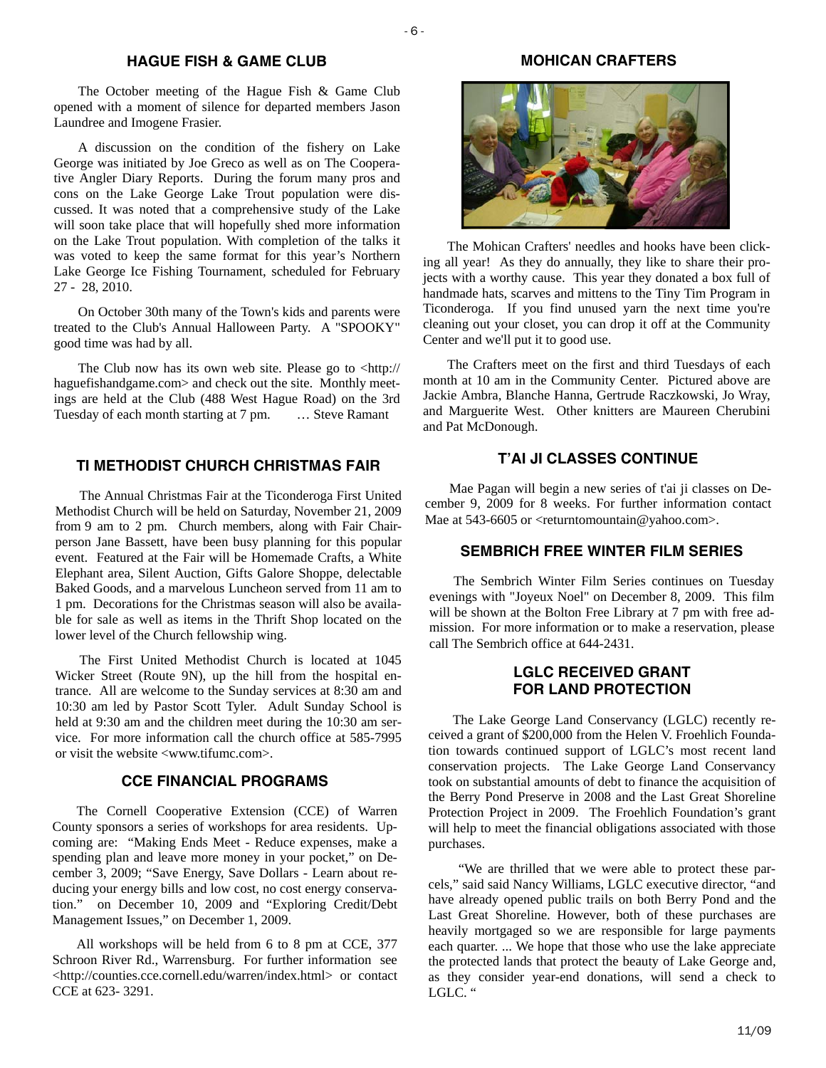## HAGUE FISH & GAME CLUB

The October meeting of the Hague Fish & Game Club opened with a moment of silence for departed members Jason Laundree and Imogene Frasier.

A discussion on the condition of the fishery on Lake George was initiated by Joe Greco as well as on The Cooperative Angler Diary Reports. During the forum many pros and cons on the Lake George Lake Trout population were discussed. It was noted that a comprehensive study of the Lake will soon take place that will hopefully shed more information on the Lake Trout population. With completion of the talks it was voted to keep the same format for this year's Northern Lake George Ice Fishing Tournament, scheduled for February 27 - 28, 2010.

On October 30th many of the Town's kids and parents were treated to the Club's Annual Halloween Party. A "SPOOKY" good time was had by all.

The Club now has its own web site. Please go to <http://haguefishandgame.com> and check out the site. Monthly meetings are held at the Club (488 West Hague Road) on the 3rd Tuesday of each month starting at 7 pm. … Steve Ramant

## TI METHODIST CHURCH CHRISTMAS FAIR

The Annual Christmas Fair at the Ticonderoga First United Methodist Church will be held on Saturday, November 21, 2009 from 9 am to 2 pm. Church members, along with Fair Chairperson Jane Bassett, have been busy planning for this popular event. Featured at the Fair will be Homemade Crafts, a White Elephant area, Silent Auction, Gifts Galore Shoppe, delectable Baked Goods, and a marvelous Luncheon served from 11 am to 1 pm. Decorations for the Christmas season will also be available for sale as well as items in the Thrift Shop located on the lower level of the Church fellowship wing.

The First United Methodist Church is located at 1045 Wicker Street (Route 9N), up the hill from the hospital entrance. All are welcome to the Sunday services at 8:30 am and 10:30 am led by Pastor Scott Tyler. Adult Sunday School is held at 9:30 am and the children meet during the 10:30 am service. For more information call the church office at 585-7995 or visit the website <www.tifumc.com>.

## CCE FINANCIAL PROGRAMS

The Cornell Cooperative Extension (CCE) of Warren County sponsors a series of workshops for area residents. Upcoming are: "Making Ends Meet - Reduce expenses, make a spending plan and leave more money in your pocket," on December 3, 2009; "Save Energy, Save Dollars - Learn about reducing your energy bills and low cost, no cost energy conservation." on December 10, 2009 and "Exploring Credit/Debt Management Issues," on December 1, 2009.

All workshops will be held from 6 to 8 pm at CCE, 377 Schroon River Rd., Warrensburg. For further information see <http://counties.cce.cornell.edu/warren/index.html> or contact CCE at 623- 3291.

## MOHICAN CRAFTERS

The Mohican Crafters' needles and hooks have been clicking all year! As they do annually, they like to share their projects with a worthy cause. This year they donated a box full of handmade hats, scarves and mittens to the Tiny Tim Program in Ticonderoga. If you find unused yarn the next time you're cleaning out your closet, you can drop it off at the Community Center and we'll put it to good use.

The Crafters meet on the first and third Tuesdays of each month at 10 am in the Community Center. Pictured above are Jackie Ambra, Blanche Hanna, Gertrude Raczkowski, Jo Wray, and Marguerite West. Other knitters are Maureen Cherubini and Pat McDonough.

## T'AI JI CLASSES CONTINUE

Mae Pagan will begin a new series of t'ai ji classes on December 9, 2009 for 8 weeks. For further information contact Mae at 543-6605 or <returntomountain@yahoo.com>.

## SEMBRICH FREE WINTER FILM SERIES

The Sembrich Winter Film Series continues on Tuesday evenings with "Joyeux Noel" on December 8, 2009. This film will be shown at the Bolton Free Library at 7 pm with free admission. For more information or to make a reservation, please call The Sembrich office at 644-2431.

## LGLC RECEIVED GRANT FOR LAND PROTECTION

The Lake George Land Conservancy (LGLC) recently received a grant of $200,000 from the Helen V. Froehlich Foundation towards continued support of LGLC's most recent land conservation projects. The Lake George Land Conservancy took on substantial amounts of debt to finance the acquisition of the Berry Pond Preserve in 2008 and the Last Great Shoreline Protection Project in 2009. The Froehlich Foundation's grant will help to meet the financial obligations associated with those purchases.

"We are thrilled that we were able to protect these parcels," said said Nancy Williams, LGLC executive director, "and have already opened public trails on both Berry Pond and the Last Great Shoreline. However, both of these purchases are heavily mortgaged so we are responsible for large payments each quarter. ... We hope that those who use the lake appreciate the protected lands that protect the beauty of Lake George and, as they consider year-end donations, will send a check to LGLC. "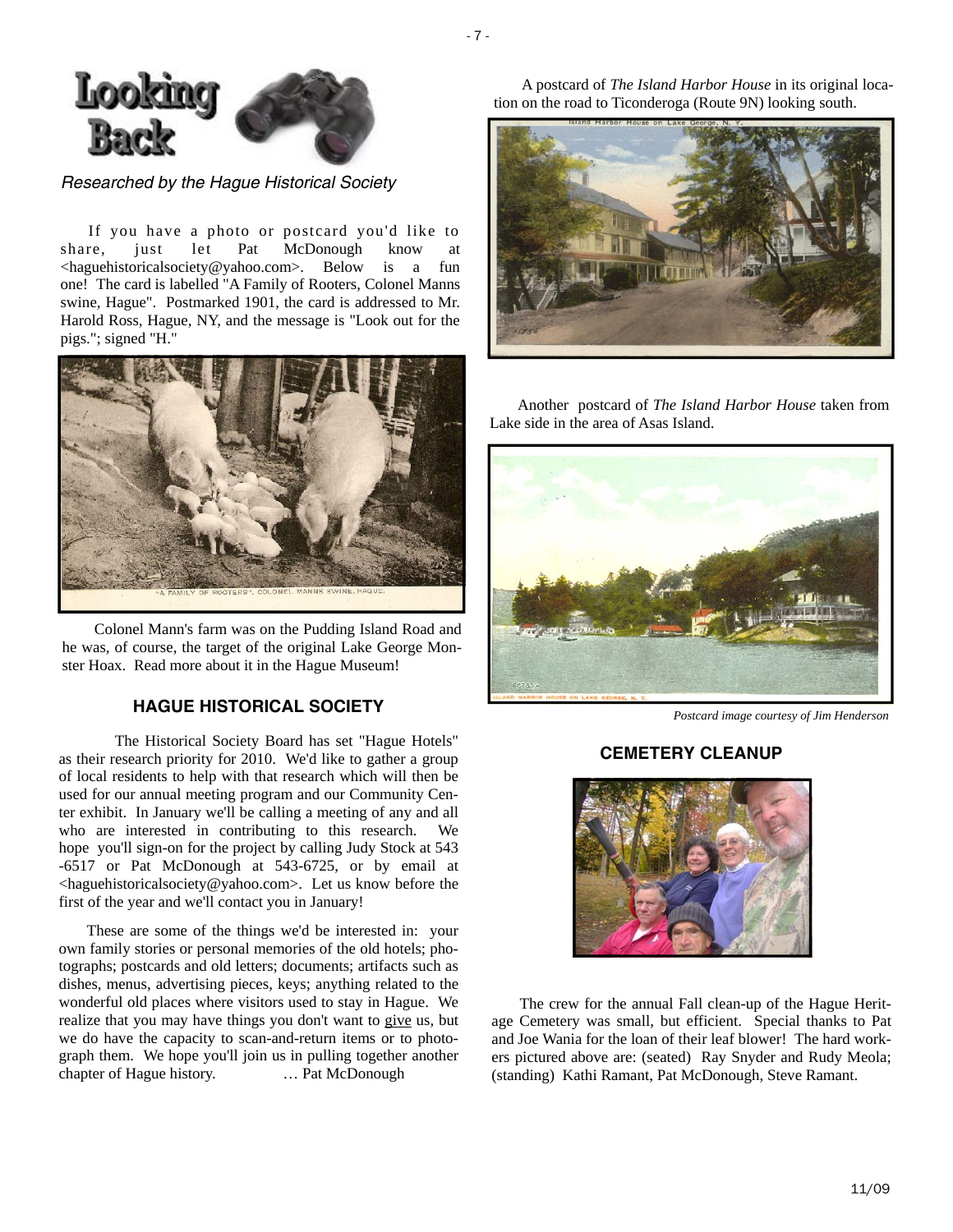# Looking Back

*Researched by the Hague Historical Society*

If you have a photo or postcard you'd like to share, just let Pat McDonough know at <haguehistoricalsociety@yahoo.com>. Below is a fun one! The card is labelled "A Family of Rooters, Colonel Manns swine, Hague". Postmarked 1901, the card is addressed to Mr. Harold Ross, Hague, NY, and the message is "Look out for the pigs."; signed "H."

"A FAMILY OF ROOTERS", COLONEL MANNS SWINE, HAGUE.

Colonel Mann's farm was on the Pudding Island Road and he was, of course, the target of the original Lake George Monster Hoax. Read more about it in the Hague Museum!

## HAGUE HISTORICAL SOCIETY

The Historical Society Board has set "Hague Hotels" as their research priority for 2010. We'd like to gather a group of local residents to help with that research which will then be used for our annual meeting program and our Community Center exhibit. In January we'll be calling a meeting of any and all who are interested in contributing to this research. We hope you'll sign-on for the project by calling Judy Stock at 543-6517 or Pat McDonough at 543-6725, or by email at <haguehistoricalsociety@yahoo.com>. Let us know before the first of the year and we'll contact you in January!

These are some of the things we'd be interested in: your own family stories or personal memories of the old hotels; photographs; postcards and old letters; documents; artifacts such as dishes, menus, advertising pieces, keys; anything related to the wonderful old places where visitors used to stay in Hague. We realize that you may have things you don't want to give us, but we do have the capacity to scan-and-return items or to photograph them. We hope you'll join us in pulling together another chapter of Hague history. … Pat McDonough

A postcard of *The Island Harbor House* in its original location on the road to Ticonderoga (Route 9N) looking south.

Island Harbor House on Lake George, N. Y.

Another postcard of *The Island Harbor House* taken from Lake side in the area of Asas Island.

ISLAND HARBOR HOUSE ON LAKE GEORGE, N. Y.

*Postcard image courtesy of Jim Henderson*

## CEMETERY CLEANUP

The crew for the annual Fall clean-up of the Hague Heritage Cemetery was small, but efficient. Special thanks to Pat and Joe Wania for the loan of their leaf blower! The hard workers pictured above are: (seated) Ray Snyder and Rudy Meola; (standing) Kathi Ramant, Pat McDonough, Steve Ramant.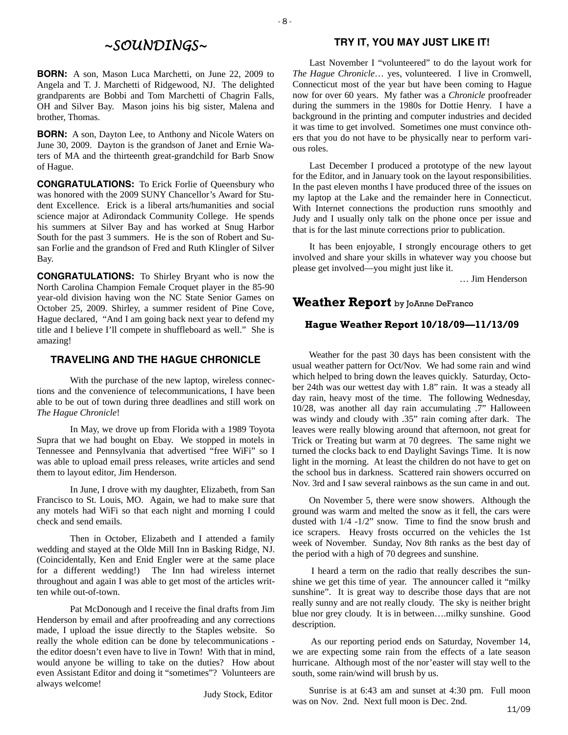# ~SOUNDINGS~

**BORN:** A son, Mason Luca Marchetti, on June 22, 2009 to Angela and T. J. Marchetti of Ridgewood, NJ. The delighted grandparents are Bobbi and Tom Marchetti of Chagrin Falls, OH and Silver Bay. Mason joins his big sister, Malena and brother, Thomas.

**BORN:** A son, Dayton Lee, to Anthony and Nicole Waters on June 30, 2009. Dayton is the grandson of Janet and Ernie Waters of MA and the thirteenth great-grandchild for Barb Snow of Hague.

**CONGRATULATIONS:** To Erick Forlie of Queensbury who was honored with the 2009 SUNY Chancellor's Award for Student Excellence. Erick is a liberal arts/humanities and social science major at Adirondack Community College. He spends his summers at Silver Bay and has worked at Snug Harbor South for the past 3 summers. He is the son of Robert and Susan Forlie and the grandson of Fred and Ruth Klingler of Silver Bay.

**CONGRATULATIONS:** To Shirley Bryant who is now the North Carolina Champion Female Croquet player in the 85-90 year-old division having won the NC State Senior Games on October 25, 2009. Shirley, a summer resident of Pine Cove, Hague declared, "And I am going back next year to defend my title and I believe I'll compete in shuffleboard as well." She is amazing!

## TRAVELING AND THE HAGUE CHRONICLE

With the purchase of the new laptop, wireless connections and the convenience of telecommunications, I have been able to be out of town during three deadlines and still work on *The Hague Chronicle*!

In May, we drove up from Florida with a 1989 Toyota Supra that we had bought on Ebay. We stopped in motels in Tennessee and Pennsylvania that advertised "free WiFi" so I was able to upload email press releases, write articles and send them to layout editor, Jim Henderson.

In June, I drove with my daughter, Elizabeth, from San Francisco to St. Louis, MO. Again, we had to make sure that any motels had WiFi so that each night and morning I could check and send emails.

Then in October, Elizabeth and I attended a family wedding and stayed at the Olde Mill Inn in Basking Ridge, NJ. (Coincidentally, Ken and Enid Engler were at the same place for a different wedding!) The Inn had wireless internet throughout and again I was able to get most of the articles written while out-of-town.

Pat McDonough and I receive the final drafts from Jim Henderson by email and after proofreading and any corrections made, I upload the issue directly to the Staples website. So really the whole edition can be done by telecommunications - the editor doesn't even have to live in Town! With that in mind, would anyone be willing to take on the duties? How about even Assistant Editor and doing it "sometimes"? Volunteers are always welcome!

Judy Stock, Editor

## TRY IT, YOU MAY JUST LIKE IT!

Last November I "volunteered" to do the layout work for *The Hague Chronicle*… yes, volunteered. I live in Cromwell, Connecticut most of the year but have been coming to Hague now for over 60 years. My father was a *Chronicle* proofreader during the summers in the 1980s for Dottie Henry. I have a background in the printing and computer industries and decided it was time to get involved. Sometimes one must convince others that you do not have to be physically near to perform various roles.

Last December I produced a prototype of the new layout for the Editor, and in January took on the layout responsibilities. In the past eleven months I have produced three of the issues on my laptop at the Lake and the remainder here in Connecticut. With Internet connections the production runs smoothly and Judy and I usually only talk on the phone once per issue and that is for the last minute corrections prior to publication.

It has been enjoyable, I strongly encourage others to get involved and share your skills in whatever way you choose but please get involved—you might just like it.

… Jim Henderson

## Weather Report by JoAnne DeFranco

### Hague Weather Report 10/18/09—11/13/09

Weather for the past 30 days has been consistent with the usual weather pattern for Oct/Nov. We had some rain and wind which helped to bring down the leaves quickly. Saturday, October 24th was our wettest day with 1.8" rain. It was a steady all day rain, heavy most of the time. The following Wednesday, 10/28, was another all day rain accumulating .7" Halloween was windy and cloudy with .35" rain coming after dark. The leaves were really blowing around that afternoon, not great for Trick or Treating but warm at 70 degrees. The same night we turned the clocks back to end Daylight Savings Time. It is now light in the morning. At least the children do not have to get on the school bus in darkness. Scattered rain showers occurred on Nov. 3rd and I saw several rainbows as the sun came in and out.

On November 5, there were snow showers. Although the ground was warm and melted the snow as it fell, the cars were dusted with 1/4 -1/2" snow. Time to find the snow brush and ice scrapers. Heavy frosts occurred on the vehicles the 1st week of November. Sunday, Nov 8th ranks as the best day of the period with a high of 70 degrees and sunshine.

I heard a term on the radio that really describes the sunshine we get this time of year. The announcer called it "milky sunshine". It is great way to describe those days that are not really sunny and are not really cloudy. The sky is neither bright blue nor grey cloudy. It is in between….milky sunshine. Good description.

As our reporting period ends on Saturday, November 14, we are expecting some rain from the effects of a late season hurricane. Although most of the nor'easter will stay well to the south, some rain/wind will brush by us.

Sunrise is at 6:43 am and sunset at 4:30 pm. Full moon was on Nov. 2nd. Next full moon is Dec. 2nd.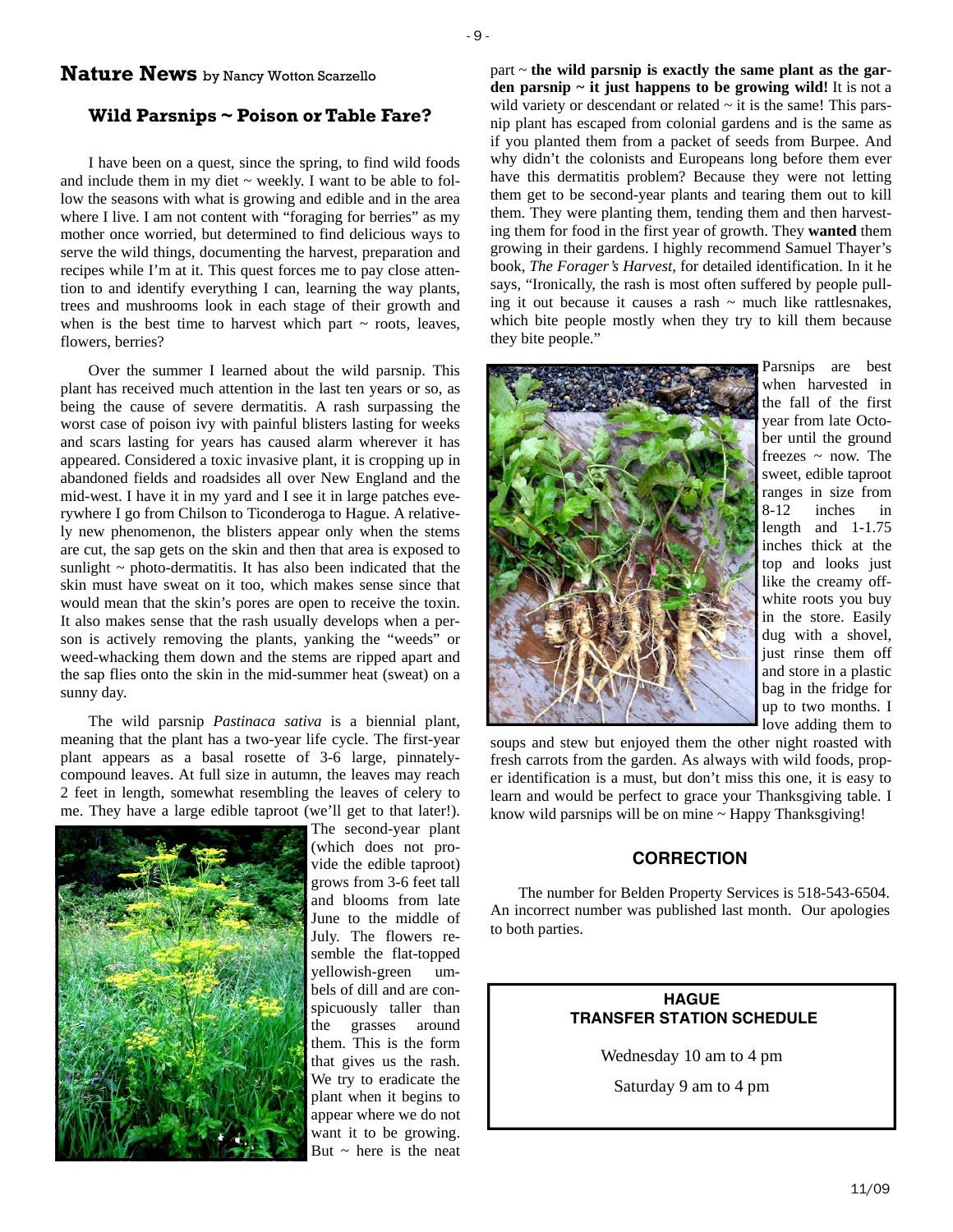## Nature News by Nancy Wotton Scarzello

### Wild Parsnips ~ Poison or Table Fare?

I have been on a quest, since the spring, to find wild foods and include them in my diet ~ weekly. I want to be able to follow the seasons with what is growing and edible and in the area where I live. I am not content with "foraging for berries" as my mother once worried, but determined to find delicious ways to serve the wild things, documenting the harvest, preparation and recipes while I'm at it. This quest forces me to pay close attention to and identify everything I can, learning the way plants, trees and mushrooms look in each stage of their growth and when is the best time to harvest which part ~ roots, leaves, flowers, berries?

Over the summer I learned about the wild parsnip. This plant has received much attention in the last ten years or so, as being the cause of severe dermatitis. A rash surpassing the worst case of poison ivy with painful blisters lasting for weeks and scars lasting for years has caused alarm wherever it has appeared. Considered a toxic invasive plant, it is cropping up in abandoned fields and roadsides all over New England and the mid-west. I have it in my yard and I see it in large patches everywhere I go from Chilson to Ticonderoga to Hague. A relatively new phenomenon, the blisters appear only when the stems are cut, the sap gets on the skin and then that area is exposed to sunlight ~ photo-dermatitis. It has also been indicated that the skin must have sweat on it too, which makes sense since that would mean that the skin's pores are open to receive the toxin. It also makes sense that the rash usually develops when a person is actively removing the plants, yanking the "weeds" or weed-whacking them down and the stems are ripped apart and the sap flies onto the skin in the mid-summer heat (sweat) on a sunny day.

The wild parsnip *Pastinaca sativa* is a biennial plant, meaning that the plant has a two-year life cycle. The first-year plant appears as a basal rosette of 3-6 large, pinnately-compound leaves. At full size in autumn, the leaves may reach 2 feet in length, somewhat resembling the leaves of celery to me. They have a large edible taproot (we'll get to that later!). The second-year plant (which does not provide the edible taproot) grows from 3-6 feet tall and blooms from late June to the middle of July. The flowers resemble the flat-topped yellowish-green umbels of dill and are conspicuously taller than the grasses around them. This is the form that gives us the rash. We try to eradicate the plant when it begins to appear where we do not want it to be growing. But ~ here is the neat part ~ **the wild parsnip is exactly the same plant as the garden parsnip ~ it just happens to be growing wild!** It is not a wild variety or descendant or related ~ it is the same! This parsnip plant has escaped from colonial gardens and is the same as if you planted them from a packet of seeds from Burpee. And why didn't the colonists and Europeans long before them ever have this dermatitis problem? Because they were not letting them get to be second-year plants and tearing them out to kill them. They were planting them, tending them and then harvesting them for food in the first year of growth. They **wanted** them growing in their gardens. I highly recommend Samuel Thayer's book, *The Forager's Harvest*, for detailed identification. In it he says, "Ironically, the rash is most often suffered by people pulling it out because it causes a rash ~ much like rattlesnakes, which bite people mostly when they try to kill them because they bite people."

Parsnips are best when harvested in the fall of the first year from late October until the ground freezes ~ now. The sweet, edible taproot ranges in size from 8-12 inches in length and 1-1.75 inches thick at the top and looks just like the creamy off-white roots you buy in the store. Easily dug with a shovel, just rinse them off and store in a plastic bag in the fridge for up to two months. I love adding them to soups and stew but enjoyed them the other night roasted with fresh carrots from the garden. As always with wild foods, proper identification is a must, but don't miss this one, it is easy to learn and would be perfect to grace your Thanksgiving table. I know wild parsnips will be on mine ~ Happy Thanksgiving!

### CORRECTION

The number for Belden Property Services is 518-543-6504. An incorrect number was published last month. Our apologies to both parties.

### HAGUE TRANSFER STATION SCHEDULE

Wednesday 10 am to 4 pm

Saturday 9 am to 4 pm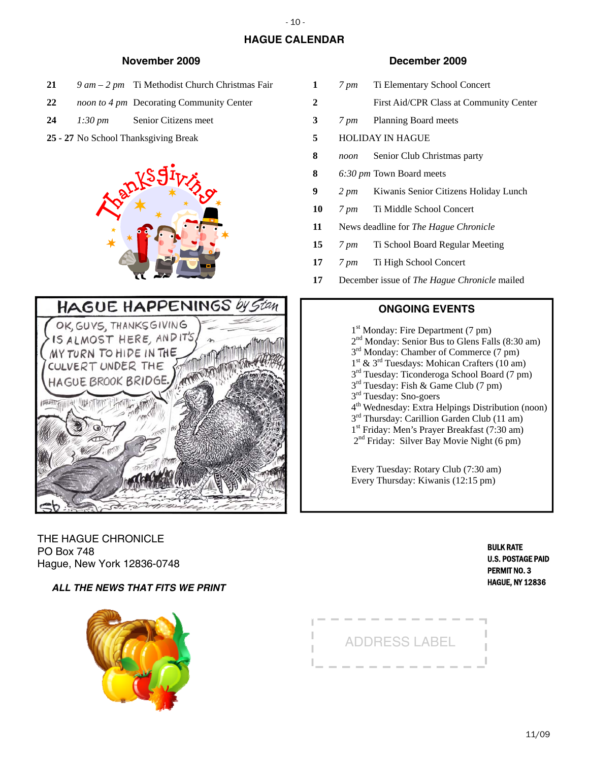## HAGUE CALENDAR

### November 2009

| | | |
|---|---|---|
| **21** | *9 am – 2 pm* | Ti Methodist Church Christmas Fair |
| **22** | *noon to 4 pm* | Decorating Community Center |
| **24** | *1:30 pm* | Senior Citizens meet |
| **25 - 27** | | No School Thanksgiving Break |

### December 2009

| | | |
|---|---|---|
| **1** | *7 pm* | Ti Elementary School Concert |
| **2** | | First Aid/CPR Class at Community Center |
| **3** | *7 pm* | Planning Board meets |
| **5** | | HOLIDAY IN HAGUE |
| **8** | *noon* | Senior Club Christmas party |
| **8** | *6:30 pm* | Town Board meets |
| **9** | *2 pm* | Kiwanis Senior Citizens Holiday Lunch |
| **10** | *7 pm* | Ti Middle School Concert |
| **11** | | News deadline for *The Hague Chronicle* |
| **15** | *7 pm* | Ti School Board Regular Meeting |
| **17** | *7 pm* | Ti High School Concert |
| **17** | | December issue of *The Hague Chronicle* mailed |

HAGUE HAPPENINGS by Stan

OK, GUYS, THANKSGIVING IS ALMOST HERE, AND IT'S MY TURN TO HIDE IN THE CULVERT UNDER THE HAGUE BROOK BRIDGE.

### ONGOING EVENTS

1st Monday: Fire Department (7 pm)
2nd Monday: Senior Bus to Glens Falls (8:30 am)
3rd Monday: Chamber of Commerce (7 pm)
1st & 3rd Tuesdays: Mohican Crafters (10 am)
3rd Tuesday: Ticonderoga School Board (7 pm)
3rd Tuesday: Fish & Game Club (7 pm)
3rd Tuesday: Sno-goers
4th Wednesday: Extra Helpings Distribution (noon)
3rd Thursday: Carillion Garden Club (11 am)
1st Friday: Men's Prayer Breakfast (7:30 am)
2nd Friday: Silver Bay Movie Night (6 pm)

Every Tuesday: Rotary Club (7:30 am)
Every Thursday: Kiwanis (12:15 pm)

THE HAGUE CHRONICLE
PO Box 748
Hague, New York 12836-0748

***ALL THE NEWS THAT FITS WE PRINT***

**BULK RATE**
**U.S. POSTAGE PAID**
**PERMIT NO. 3**
**HAGUE, NY 12836**

ADDRESS LABEL

11/09